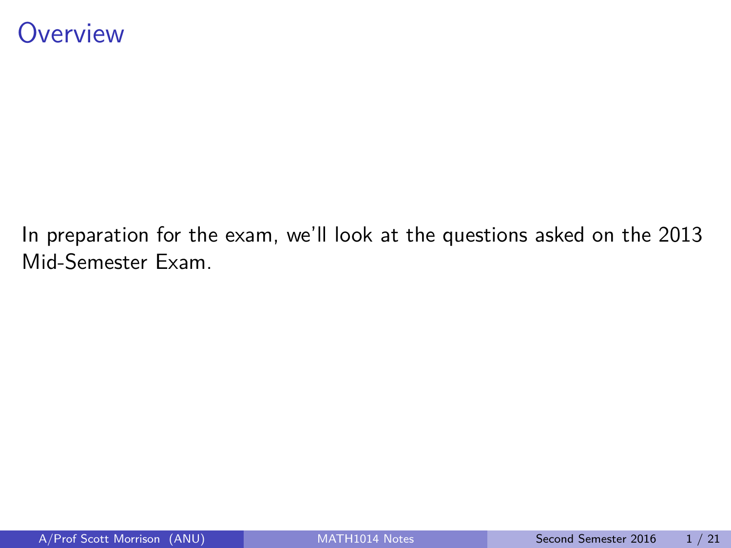# Overview

In preparation for the exam, we'll look at the questions asked on the 2013 Mid-Semester Exam.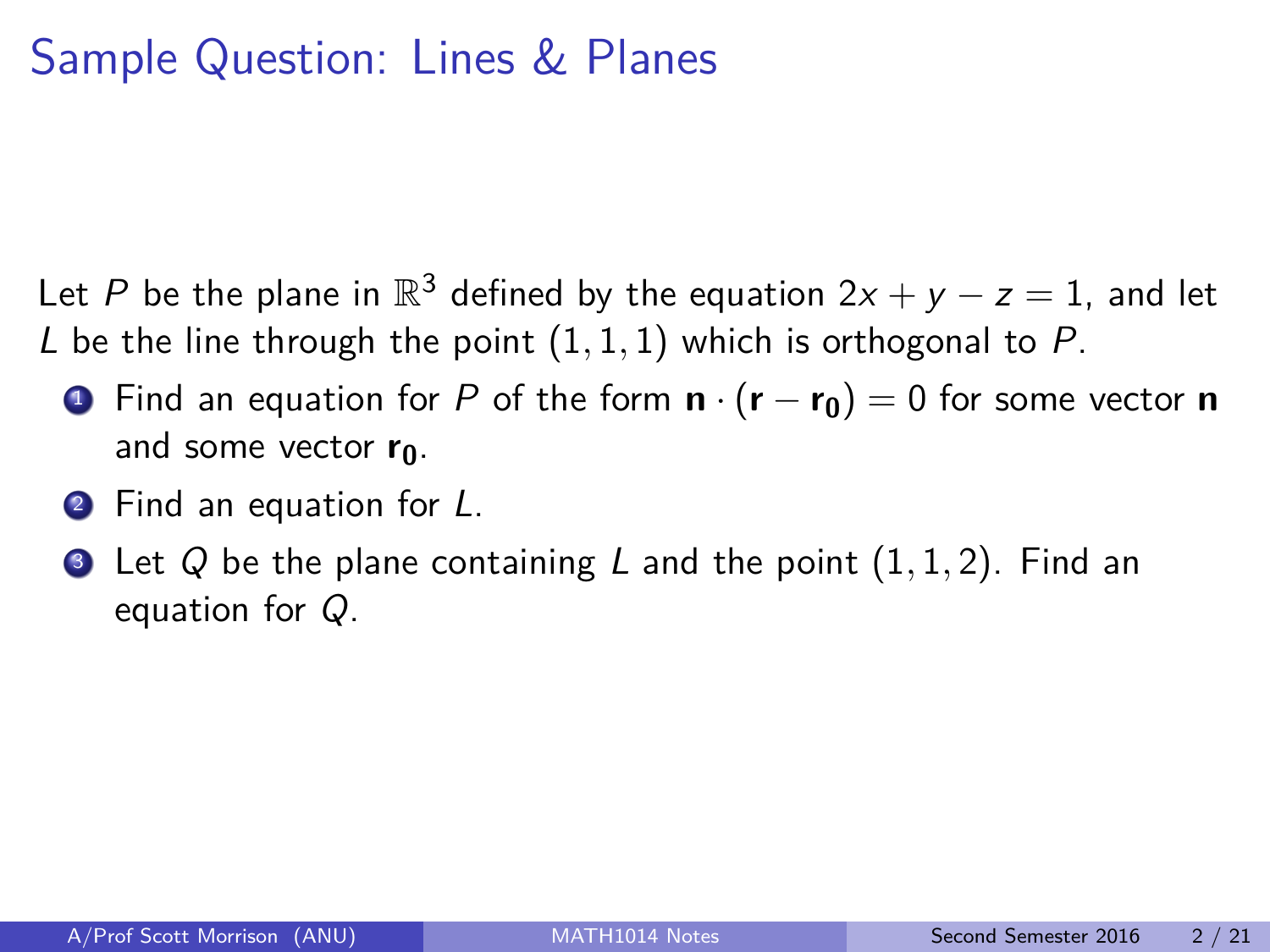# Sample Question: Lines & Planes

Let $P$ be the plane in $\mathbb{R}^3$ defined by the equation $2x + y - z = 1$, and let $L$ be the line through the point $(1, 1, 1)$ which is orthogonal to $P$.

1. Find an equation for $P$ of the form $\mathbf{n} \cdot (\mathbf{r} - \mathbf{r_0}) = 0$ for some vector $\mathbf{n}$ and some vector $\mathbf{r_0}$.
2. Find an equation for $L$.
3. Let $Q$ be the plane containing $L$ and the point $(1, 1, 2)$. Find an equation for $Q$.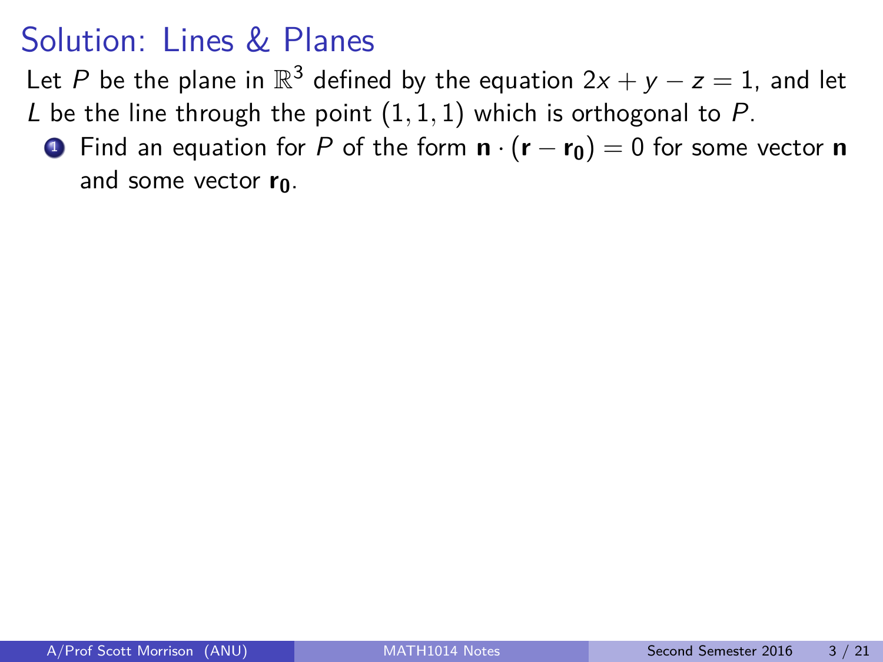# Solution: Lines & Planes

Let $P$ be the plane in $\mathbb{R}^3$ defined by the equation $2x + y - z = 1$, and let $L$ be the line through the point $(1, 1, 1)$ which is orthogonal to $P$.

1. Find an equation for $P$ of the form $\mathbf{n} \cdot (\mathbf{r} - \mathbf{r_0}) = 0$ for some vector $\mathbf{n}$ and some vector $\mathbf{r_0}$.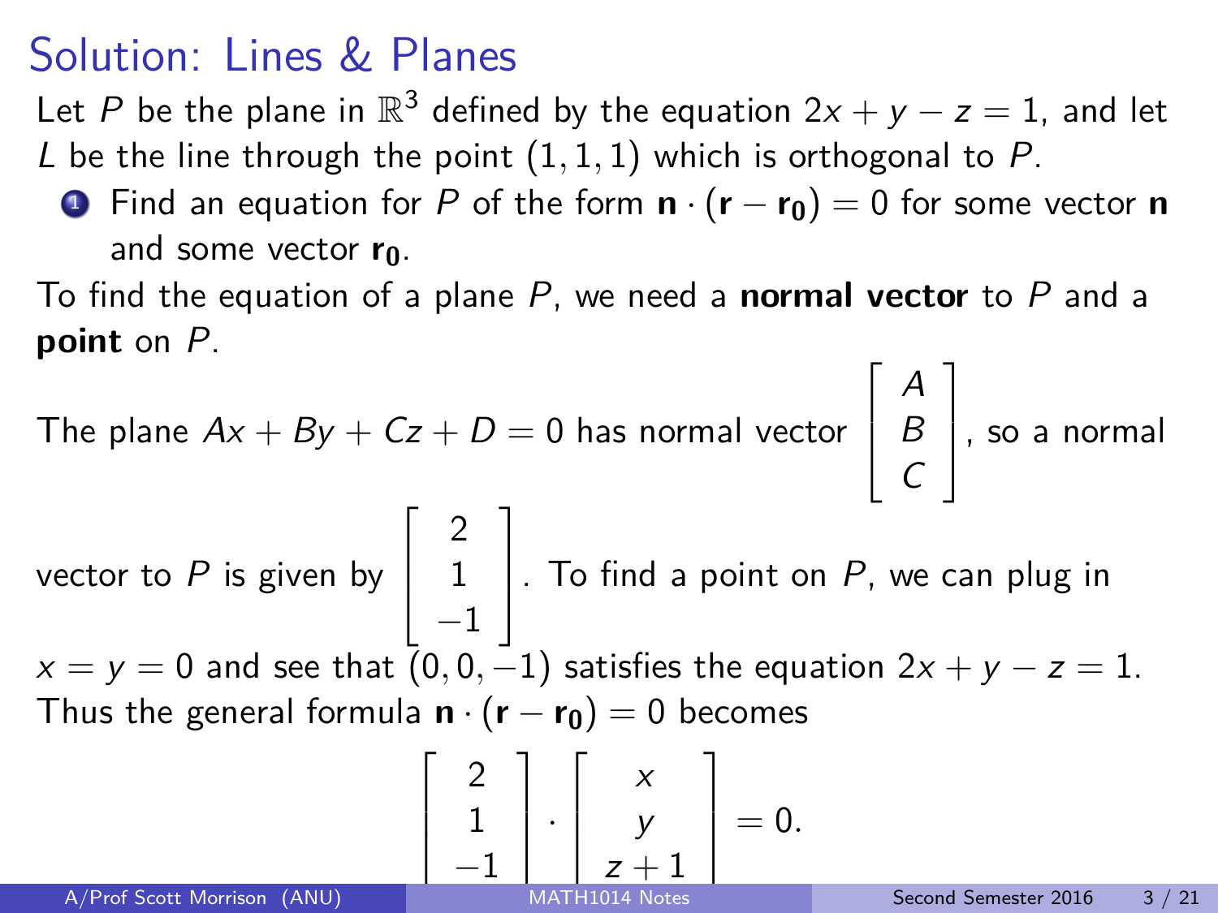# Solution: Lines & Planes

Let $P$ be the plane in $\mathbb{R}^3$ defined by the equation $2x + y - z = 1$, and let $L$ be the line through the point $(1, 1, 1)$ which is orthogonal to $P$.

1. Find an equation for $P$ of the form $\mathbf{n} \cdot (\mathbf{r} - \mathbf{r_0}) = 0$ for some vector $\mathbf{n}$ and some vector $\mathbf{r_0}$.

To find the equation of a plane $P$, we need a **normal vector** to $P$ and a **point** on $P$.

The plane $Ax + By + Cz + D = 0$ has normal vector $\begin{bmatrix} A \\ B \\ C \end{bmatrix}$, so a normal vector to $P$ is given by $\begin{bmatrix} 2 \\ 1 \\ -1 \end{bmatrix}$. To find a point on $P$, we can plug in $x = y = 0$ and see that $(0, 0, -1)$ satisfies the equation $2x + y - z = 1$. Thus the general formula $\mathbf{n} \cdot (\mathbf{r} - \mathbf{r_0}) = 0$ becomes

$$\begin{bmatrix} 2 \\ 1 \\ -1 \end{bmatrix} \cdot \begin{bmatrix} x \\ y \\ z + 1 \end{bmatrix} = 0.$$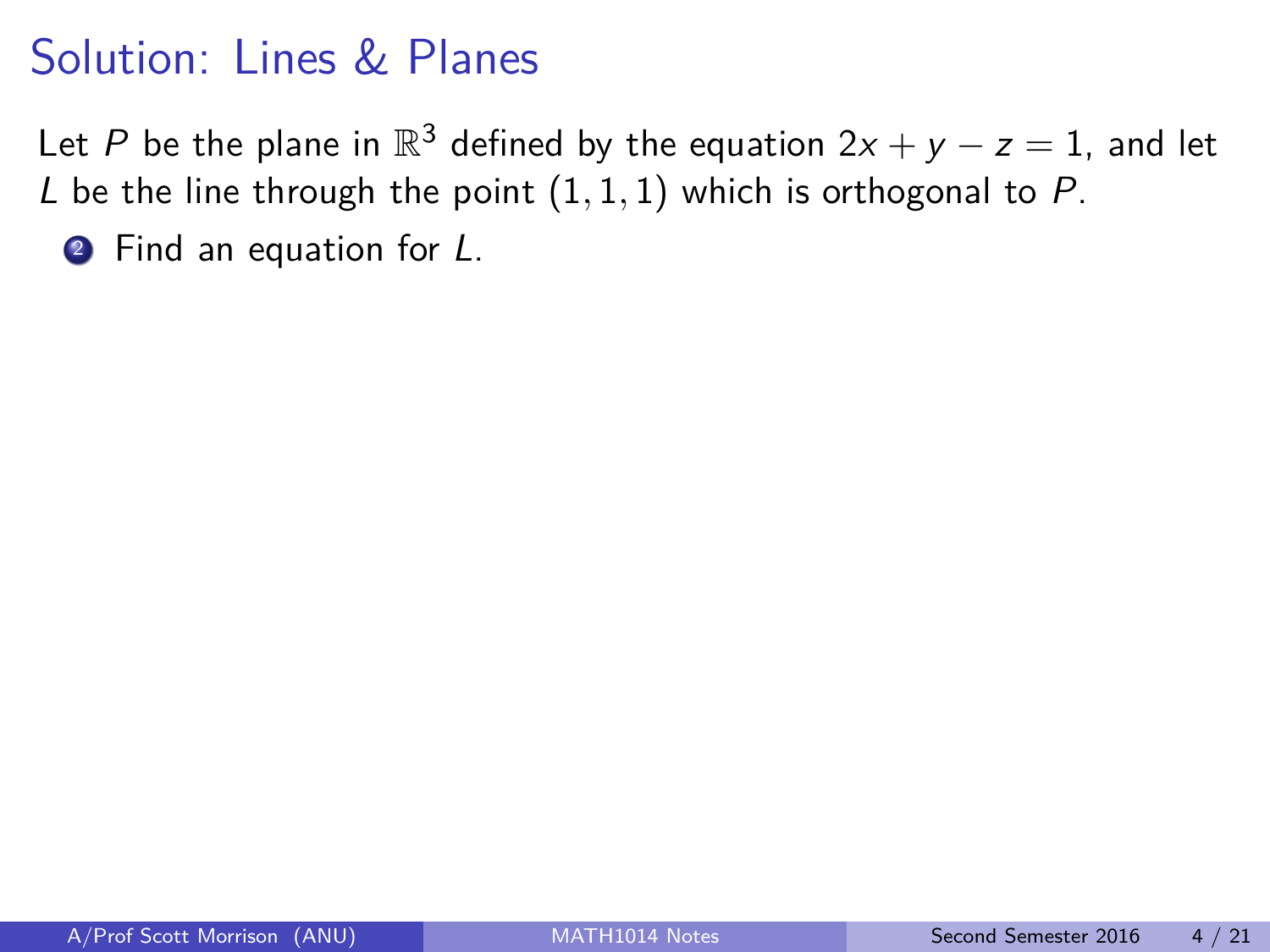# Solution: Lines & Planes

Let $P$ be the plane in $\mathbb{R}^3$ defined by the equation $2x + y - z = 1$, and let $L$ be the line through the point $(1, 1, 1)$ which is orthogonal to $P$.

2. Find an equation for $L$.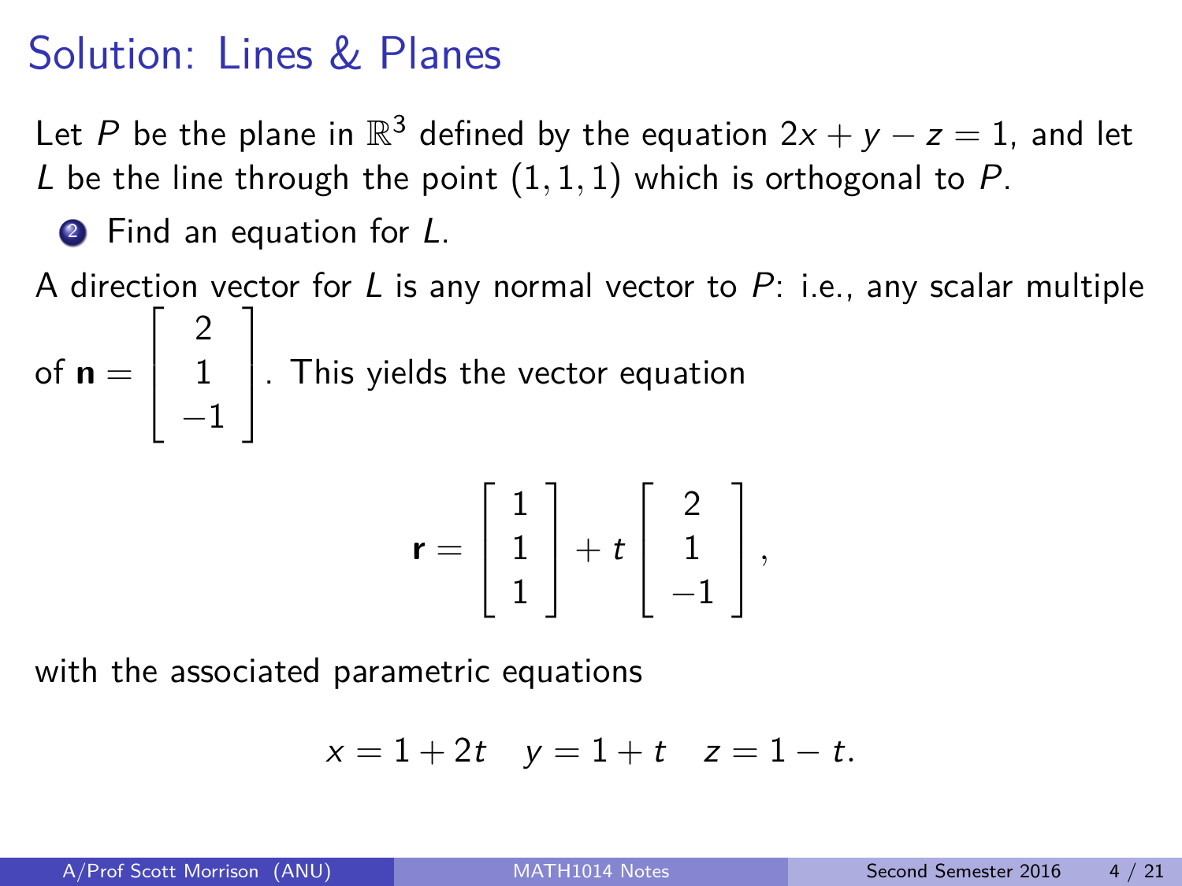# Solution: Lines & Planes

Let $P$ be the plane in $\mathbb{R}^3$ defined by the equation $2x + y - z = 1$, and let $L$ be the line through the point $(1, 1, 1)$ which is orthogonal to $P$.

2. Find an equation for $L$.

A direction vector for $L$ is any normal vector to $P$: i.e., any scalar multiple of $\mathbf{n} = \begin{bmatrix} 2 \\ 1 \\ -1 \end{bmatrix}$. This yields the vector equation

$$\mathbf{r} = \begin{bmatrix} 1 \\ 1 \\ 1 \end{bmatrix} + t \begin{bmatrix} 2 \\ 1 \\ -1 \end{bmatrix},$$

with the associated parametric equations

$$x = 1 + 2t \quad y = 1 + t \quad z = 1 - t.$$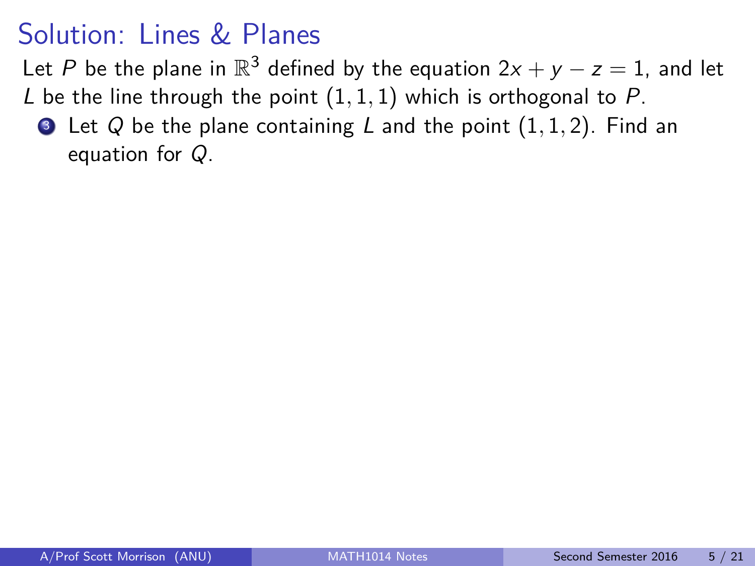# Solution: Lines & Planes

Let $P$ be the plane in $\mathbb{R}^3$ defined by the equation $2x + y - z = 1$, and let $L$ be the line through the point $(1, 1, 1)$ which is orthogonal to $P$.

3. Let $Q$ be the plane containing $L$ and the point $(1, 1, 2)$. Find an equation for $Q$.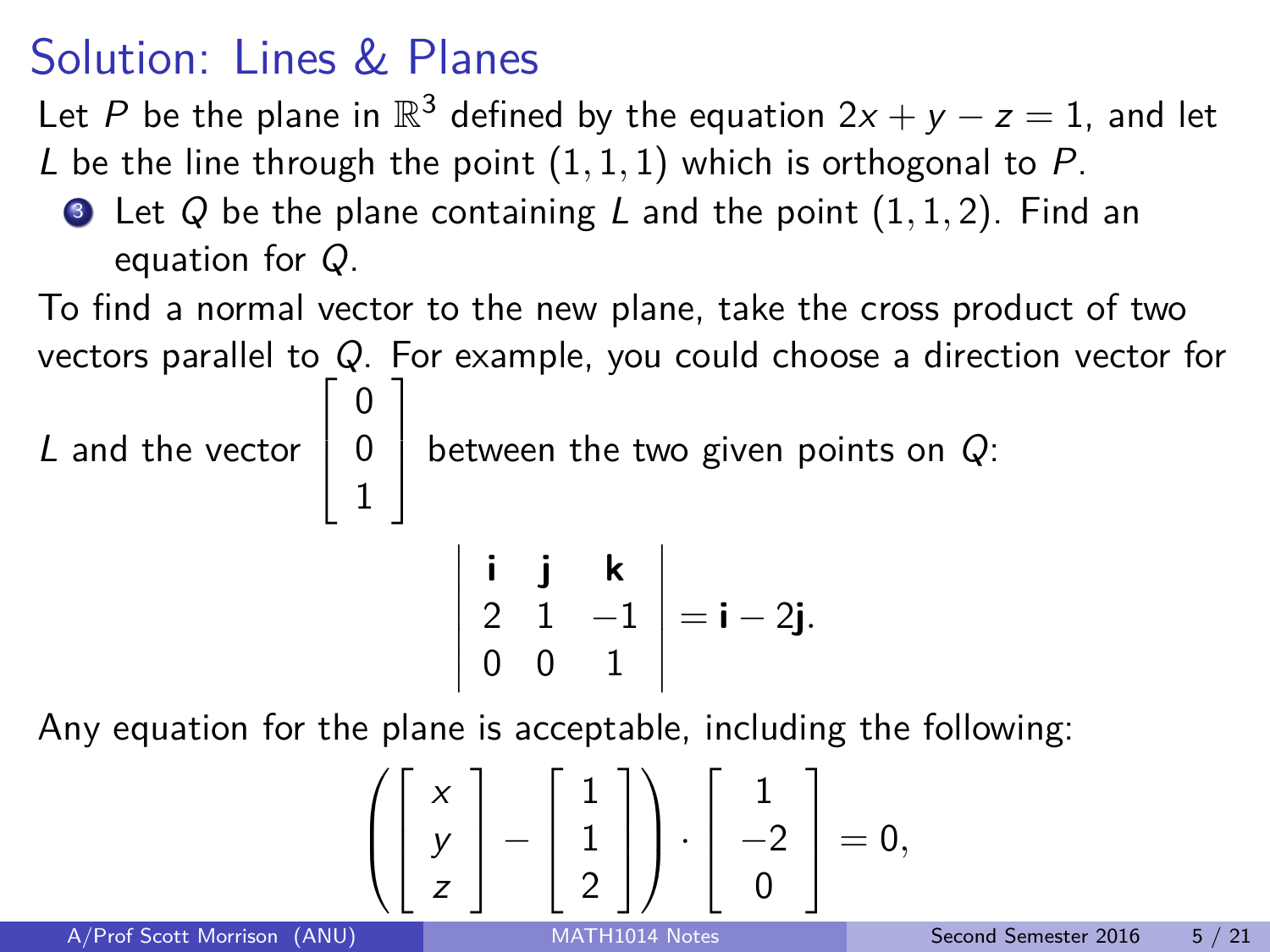# Solution: Lines & Planes

Let $P$ be the plane in $\mathbb{R}^3$ defined by the equation $2x + y - z = 1$, and let $L$ be the line through the point $(1, 1, 1)$ which is orthogonal to $P$.

3. Let $Q$ be the plane containing $L$ and the point $(1, 1, 2)$. Find an equation for $Q$.

To find a normal vector to the new plane, take the cross product of two vectors parallel to $Q$. For example, you could choose a direction vector for $L$ and the vector $\begin{bmatrix} 0 \\ 0 \\ 1 \end{bmatrix}$ between the two given points on $Q$:

$$\begin{vmatrix} \mathbf{i} & \mathbf{j} & \mathbf{k} \\ 2 & 1 & -1 \\ 0 & 0 & 1 \end{vmatrix} = \mathbf{i} - 2\mathbf{j}.$$

Any equation for the plane is acceptable, including the following:

$$\left( \begin{bmatrix} x \\ y \\ z \end{bmatrix} - \begin{bmatrix} 1 \\ 1 \\ 2 \end{bmatrix} \right) \cdot \begin{bmatrix} 1 \\ -2 \\ 0 \end{bmatrix} = 0,$$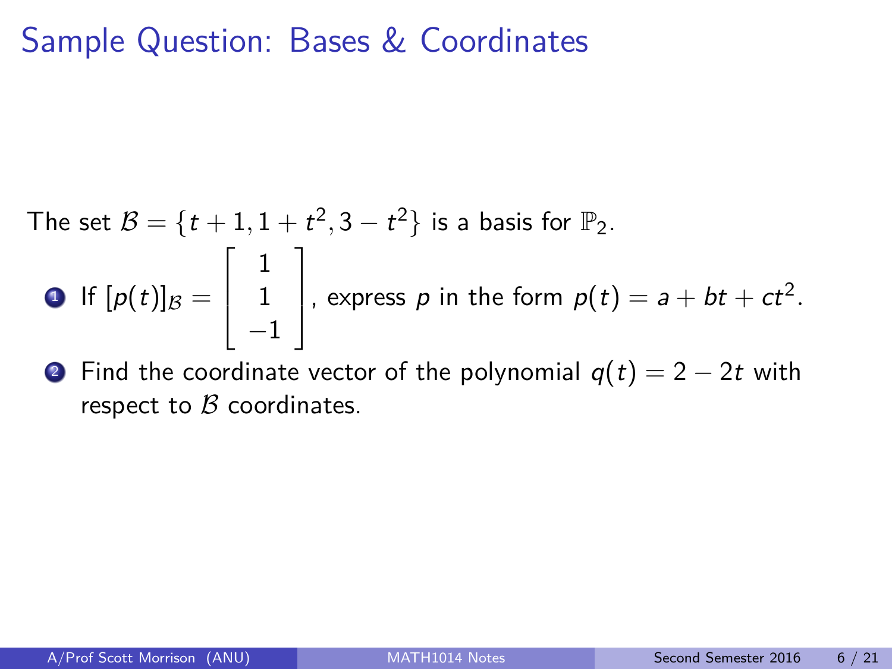# Sample Question: Bases & Coordinates

The set $\mathcal{B} = \{t+1, 1+t^2, 3-t^2\}$ is a basis for $\mathbb{P}_2$.

1. If $[p(t)]_{\mathcal{B}} = \begin{bmatrix} 1 \\ 1 \\ -1 \end{bmatrix}$, express $p$ in the form $p(t) = a + bt + ct^2$.
2. Find the coordinate vector of the polynomial $q(t) = 2 - 2t$ with respect to $\mathcal{B}$ coordinates.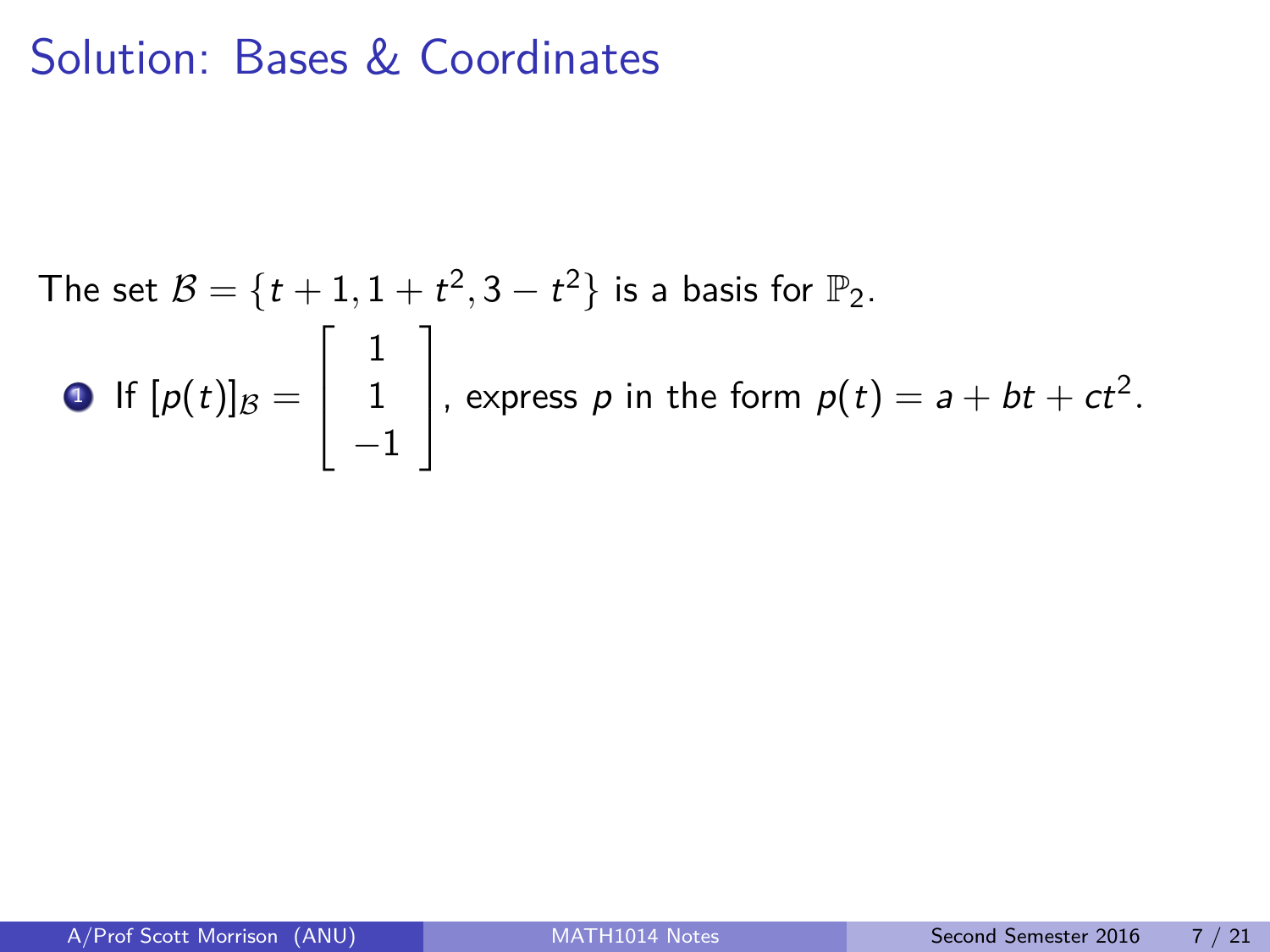# Solution: Bases & Coordinates

The set $\mathcal{B} = \{t+1, 1+t^2, 3-t^2\}$ is a basis for $\mathbb{P}_2$.

1. If $[p(t)]_{\mathcal{B}} = \begin{bmatrix} 1 \\ 1 \\ -1 \end{bmatrix}$, express $p$ in the form $p(t) = a + bt + ct^2$.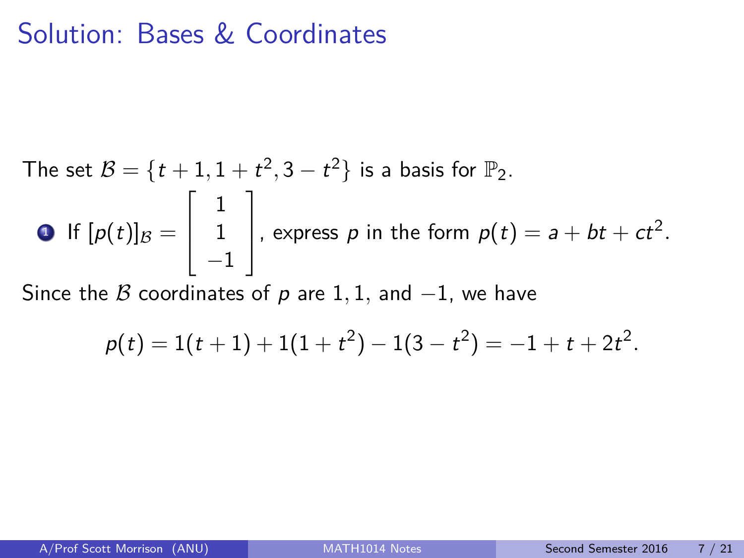# Solution: Bases & Coordinates

The set $\mathcal{B} = \{t+1, 1+t^2, 3-t^2\}$ is a basis for $\mathbb{P}_2$.

1. If $[p(t)]_{\mathcal{B}} = \begin{bmatrix} 1 \\ 1 \\ -1 \end{bmatrix}$, express $p$ in the form $p(t) = a + bt + ct^2$.

Since the $\mathcal{B}$ coordinates of $p$ are $1, 1$, and $-1$, we have

$$p(t) = 1(t+1) + 1(1+t^2) - 1(3-t^2) = -1 + t + 2t^2.$$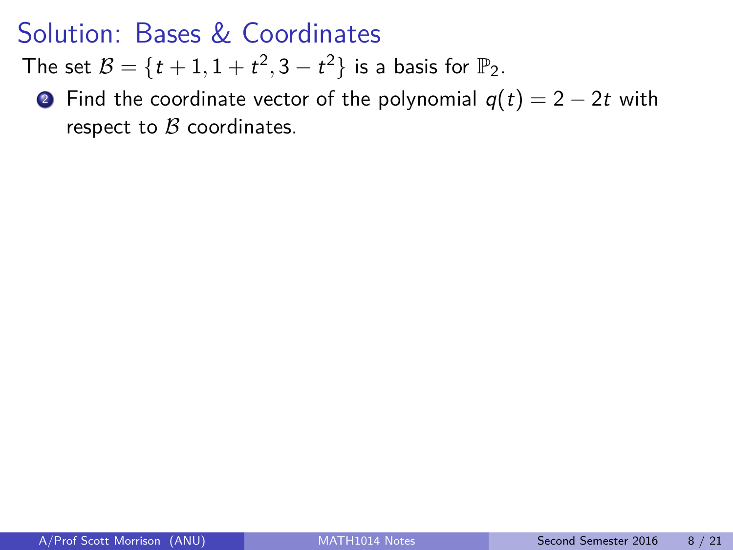# Solution: Bases & Coordinates

The set $\mathcal{B} = \{t+1, 1+t^2, 3-t^2\}$ is a basis for $\mathbb{P}_2$.

2. Find the coordinate vector of the polynomial $q(t) = 2 - 2t$ with respect to $\mathcal{B}$ coordinates.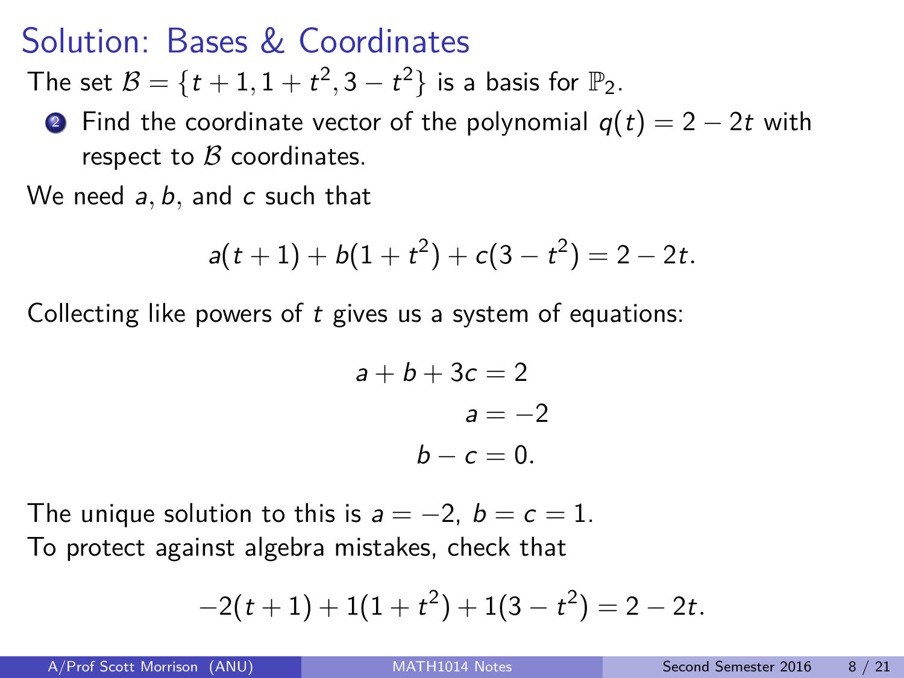# Solution: Bases & Coordinates

The set $\mathcal{B} = \{t + 1, 1 + t^2, 3 - t^2\}$ is a basis for $\mathbb{P}_2$.

2. Find the coordinate vector of the polynomial $q(t) = 2 - 2t$ with respect to $\mathcal{B}$ coordinates.

We need $a, b$, and $c$ such that

$$a(t + 1) + b(1 + t^2) + c(3 - t^2) = 2 - 2t.$$

Collecting like powers of $t$ gives us a system of equations:

$$\begin{aligned} a + b + 3c &= 2 \\ a &= -2 \\ b - c &= 0. \end{aligned}$$

The unique solution to this is $a = -2$, $b = c = 1$.
To protect against algebra mistakes, check that

$$-2(t + 1) + 1(1 + t^2) + 1(3 - t^2) = 2 - 2t.$$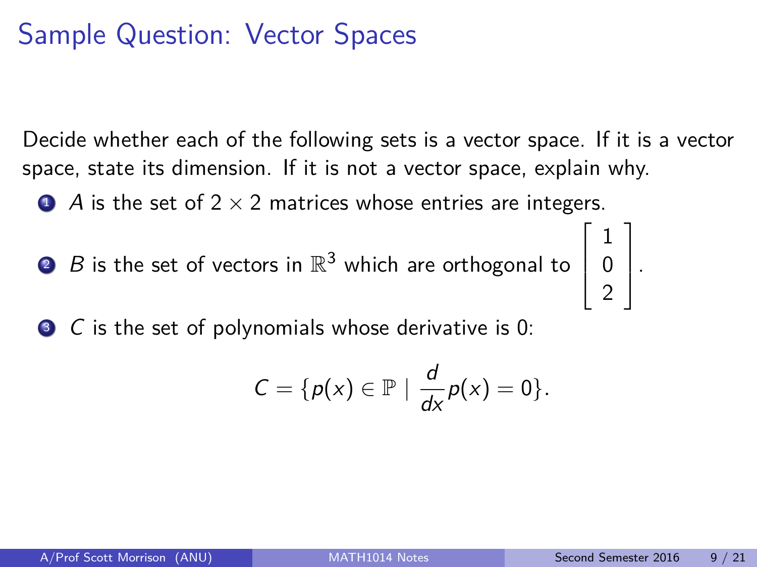# Sample Question: Vector Spaces

Decide whether each of the following sets is a vector space. If it is a vector space, state its dimension. If it is not a vector space, explain why.

1. $A$ is the set of $2 \times 2$ matrices whose entries are integers.
2. $B$ is the set of vectors in $\mathbb{R}^3$ which are orthogonal to $\begin{bmatrix} 1 \\ 0 \\ 2 \end{bmatrix}$.
3. $C$ is the set of polynomials whose derivative is 0:

$$C = \{p(x) \in \mathbb{P} \mid \frac{d}{dx}p(x) = 0\}.$$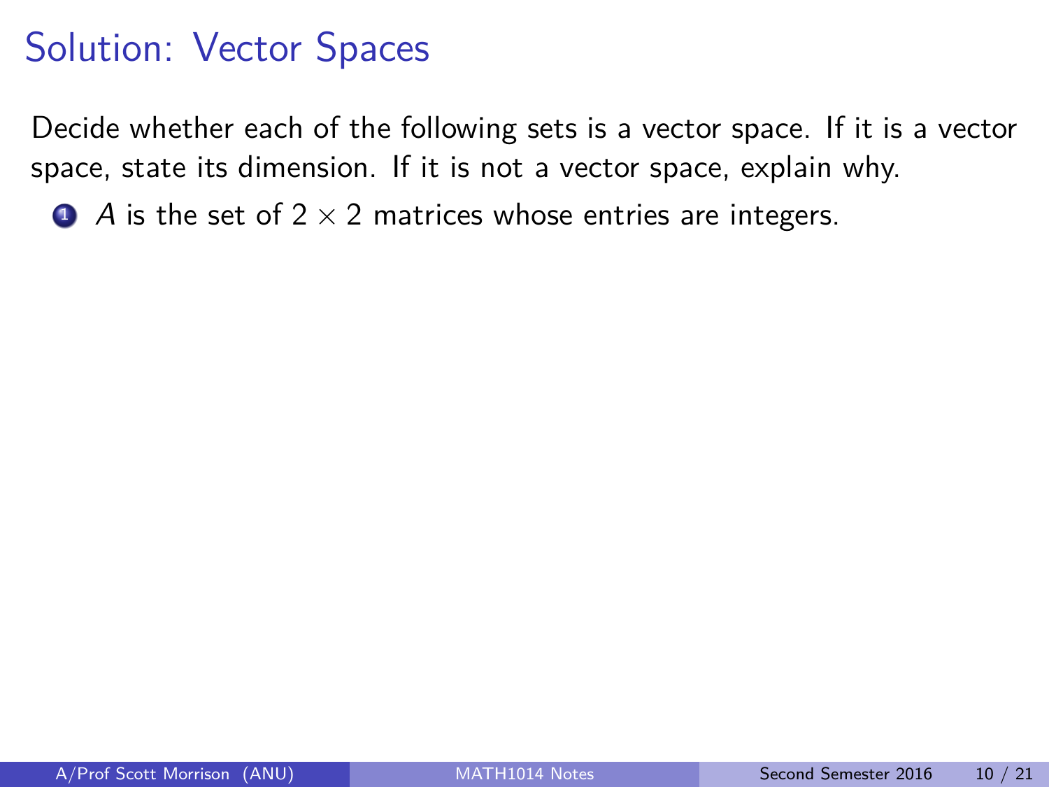# Solution: Vector Spaces

Decide whether each of the following sets is a vector space. If it is a vector space, state its dimension. If it is not a vector space, explain why.

1. $A$ is the set of $2 \times 2$ matrices whose entries are integers.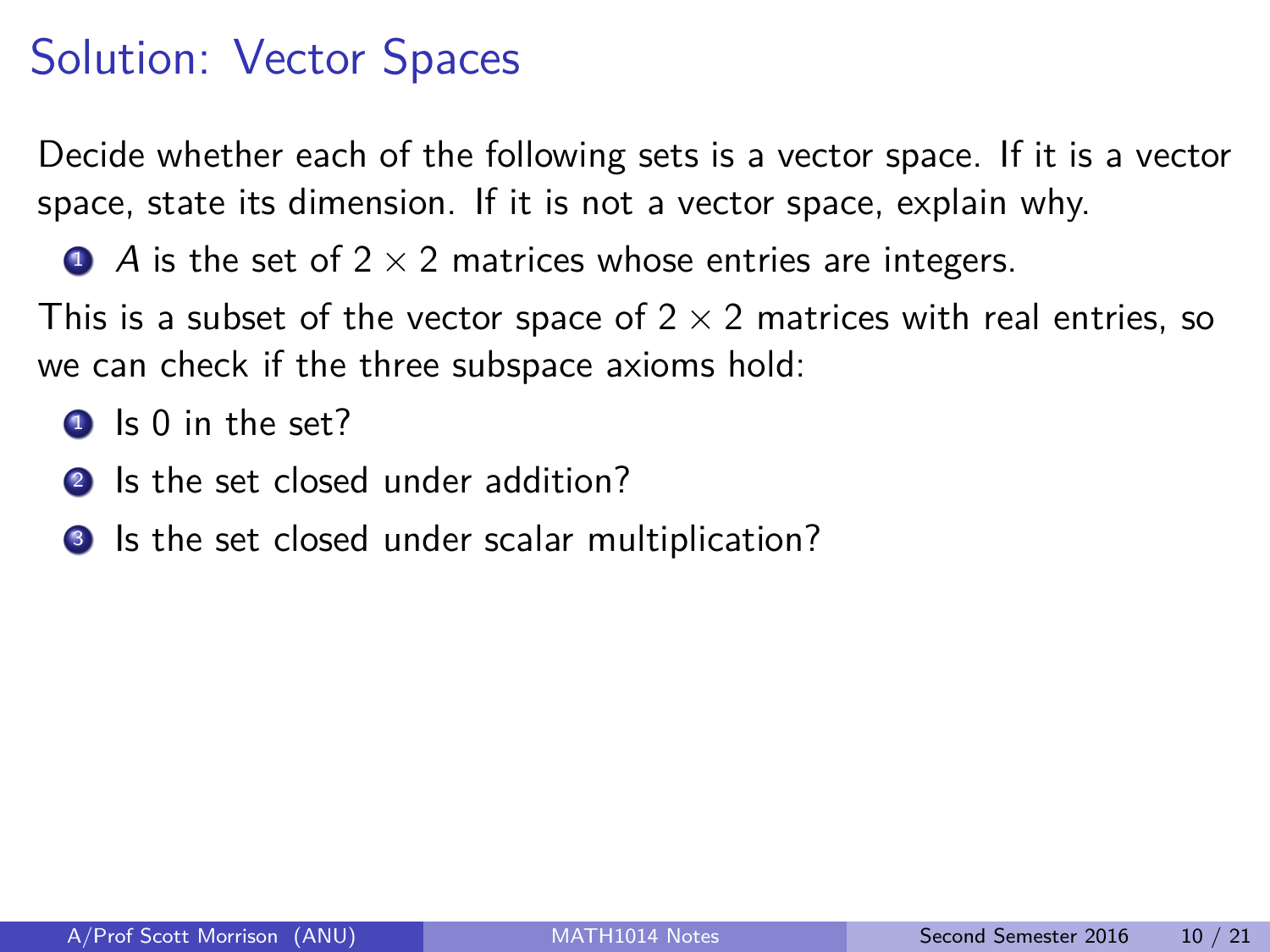# Solution: Vector Spaces

Decide whether each of the following sets is a vector space. If it is a vector space, state its dimension. If it is not a vector space, explain why.

1. $A$ is the set of $2 \times 2$ matrices whose entries are integers.

This is a subset of the vector space of $2 \times 2$ matrices with real entries, so we can check if the three subspace axioms hold:

1. Is 0 in the set?
2. Is the set closed under addition?
3. Is the set closed under scalar multiplication?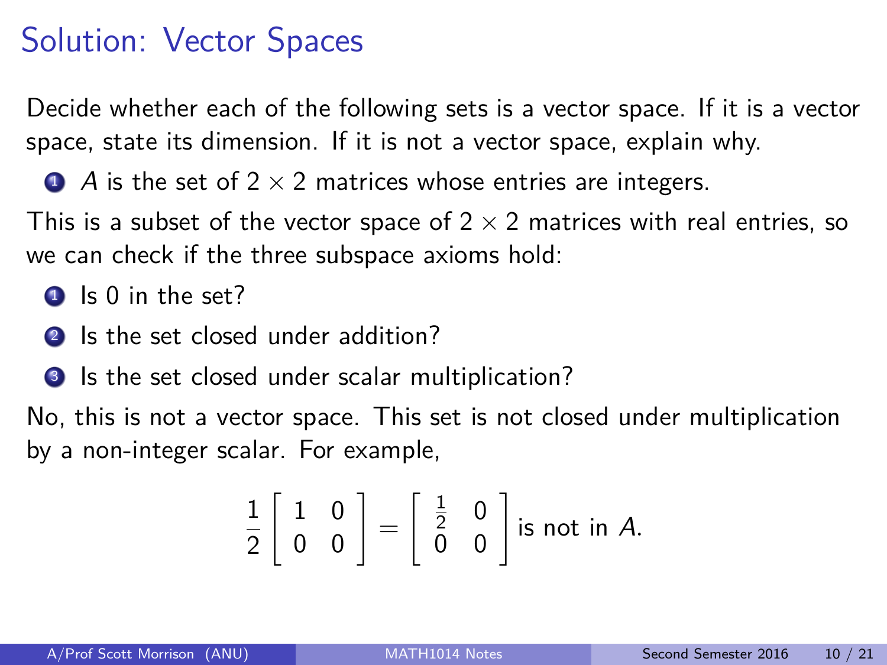# Solution: Vector Spaces

Decide whether each of the following sets is a vector space. If it is a vector space, state its dimension. If it is not a vector space, explain why.

1. $A$ is the set of $2 \times 2$ matrices whose entries are integers.

This is a subset of the vector space of $2 \times 2$ matrices with real entries, so we can check if the three subspace axioms hold:

1. Is 0 in the set?
2. Is the set closed under addition?
3. Is the set closed under scalar multiplication?

No, this is not a vector space. This set is not closed under multiplication by a non-integer scalar. For example,

$$\frac{1}{2}\begin{bmatrix} 1 & 0 \\ 0 & 0 \end{bmatrix} = \begin{bmatrix} \frac{1}{2} & 0 \\ 0 & 0 \end{bmatrix} \text{ is not in } A.$$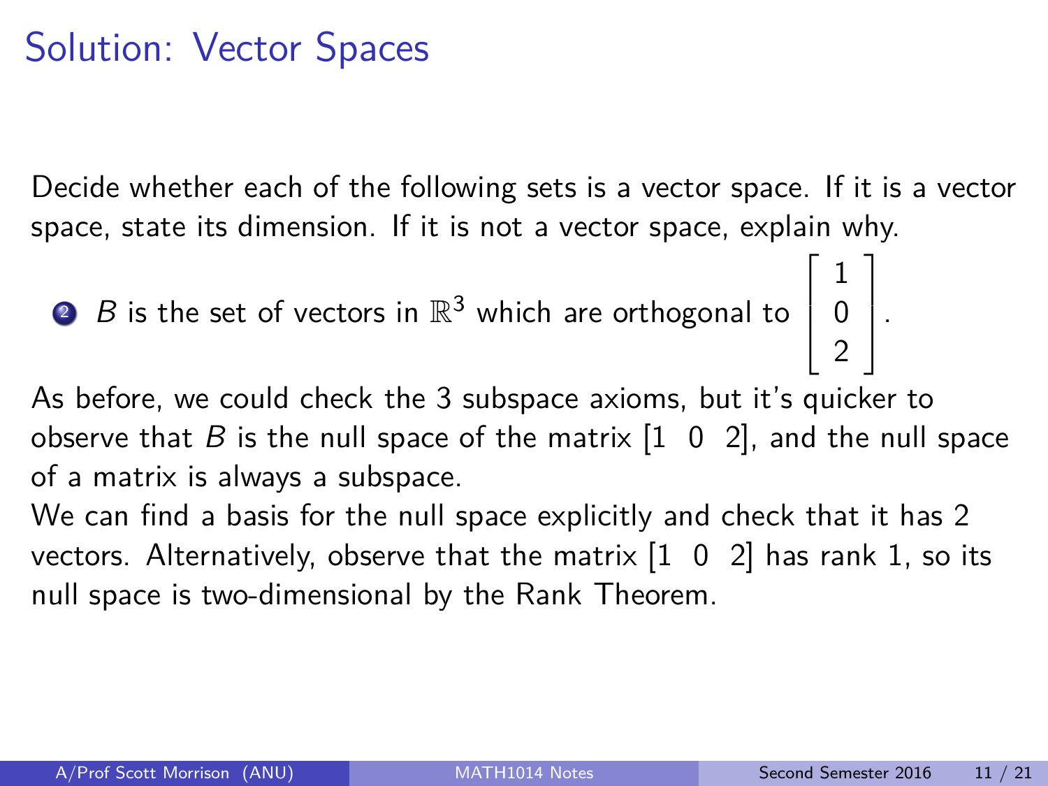# Solution: Vector Spaces

Decide whether each of the following sets is a vector space. If it is a vector space, state its dimension. If it is not a vector space, explain why.

2. $B$ is the set of vectors in $\mathbb{R}^3$ which are orthogonal to $\begin{bmatrix} 1 \\ 0 \\ 2 \end{bmatrix}$.

As before, we could check the 3 subspace axioms, but it's quicker to observe that $B$ is the null space of the matrix $[1 \;\; 0 \;\; 2]$, and the null space of a matrix is always a subspace.

We can find a basis for the null space explicitly and check that it has 2 vectors. Alternatively, observe that the matrix $[1 \;\; 0 \;\; 2]$ has rank 1, so its null space is two-dimensional by the Rank Theorem.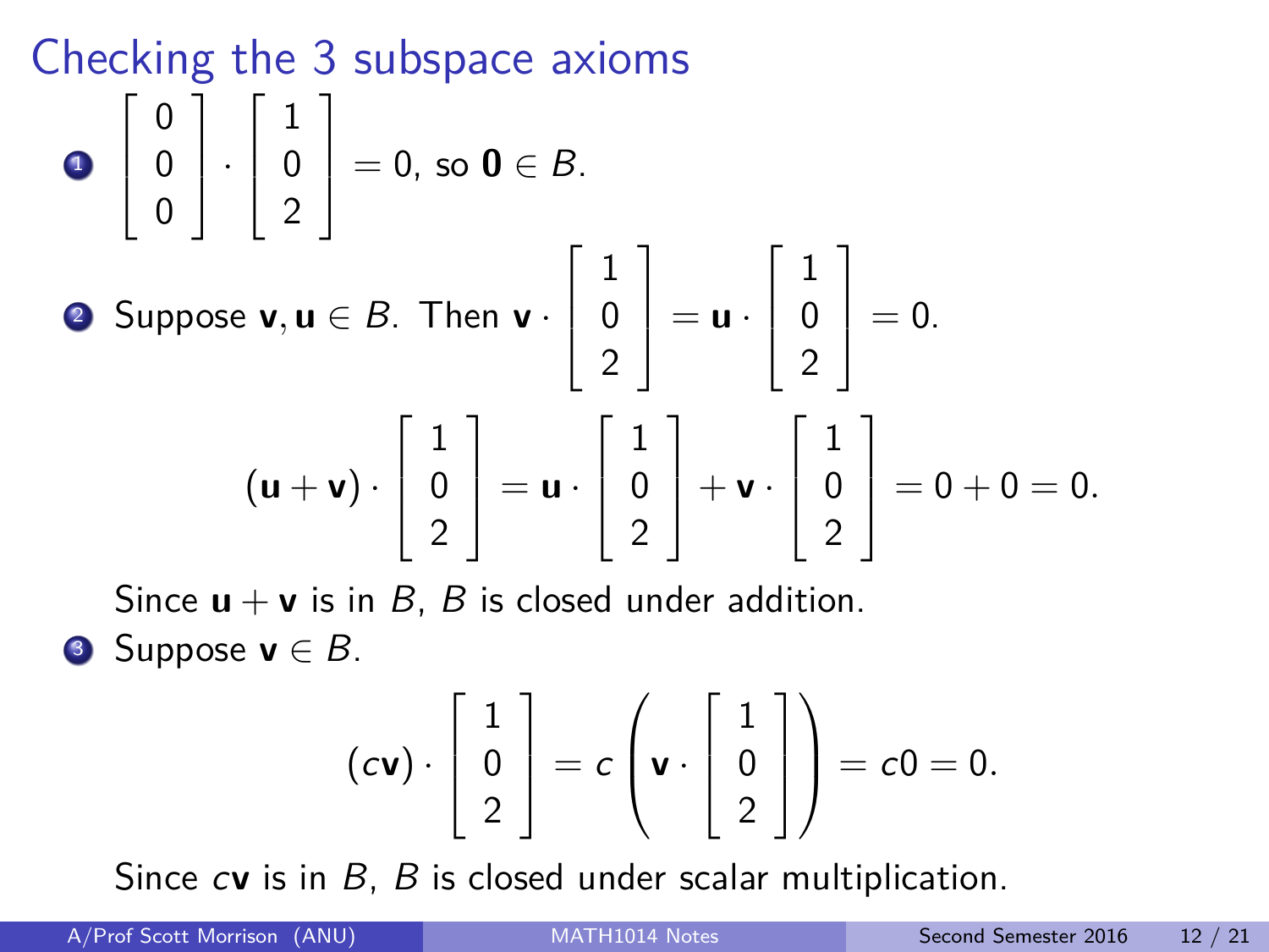# Checking the 3 subspace axioms

1. $\begin{bmatrix} 0 \\ 0 \\ 0 \end{bmatrix} \cdot \begin{bmatrix} 1 \\ 0 \\ 2 \end{bmatrix} = 0$, so $\mathbf{0} \in B$.

2. Suppose $\mathbf{v}, \mathbf{u} \in B$. Then $\mathbf{v} \cdot \begin{bmatrix} 1 \\ 0 \\ 2 \end{bmatrix} = \mathbf{u} \cdot \begin{bmatrix} 1 \\ 0 \\ 2 \end{bmatrix} = 0$.

$$(\mathbf{u} + \mathbf{v}) \cdot \begin{bmatrix} 1 \\ 0 \\ 2 \end{bmatrix} = \mathbf{u} \cdot \begin{bmatrix} 1 \\ 0 \\ 2 \end{bmatrix} + \mathbf{v} \cdot \begin{bmatrix} 1 \\ 0 \\ 2 \end{bmatrix} = 0 + 0 = 0.$$

   Since $\mathbf{u} + \mathbf{v}$ is in $B$, $B$ is closed under addition.

3. Suppose $\mathbf{v} \in B$.

$$(c\mathbf{v}) \cdot \begin{bmatrix} 1 \\ 0 \\ 2 \end{bmatrix} = c \left( \mathbf{v} \cdot \begin{bmatrix} 1 \\ 0 \\ 2 \end{bmatrix} \right) = c0 = 0.$$

   Since $c\mathbf{v}$ is in $B$, $B$ is closed under scalar multiplication.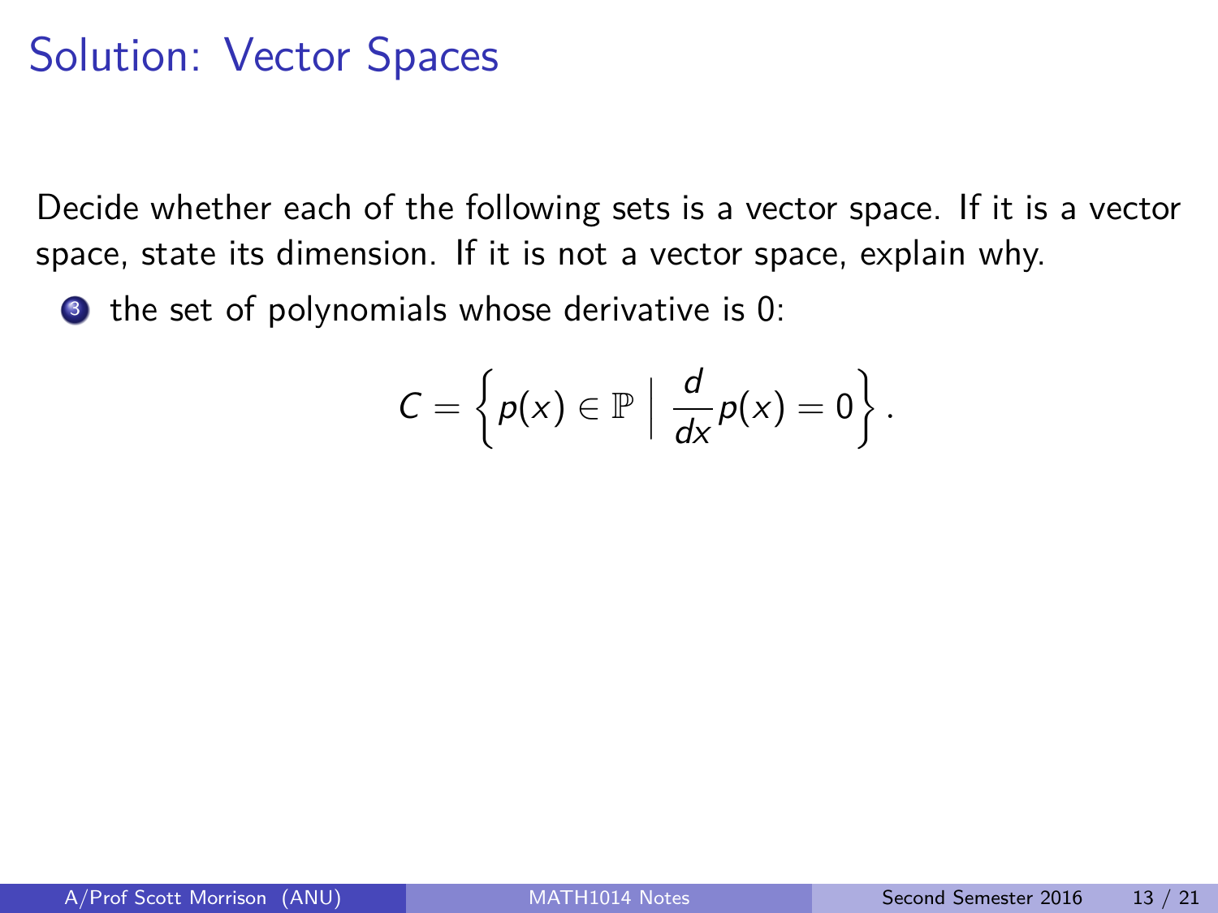# Solution: Vector Spaces

Decide whether each of the following sets is a vector space. If it is a vector space, state its dimension. If it is not a vector space, explain why.

3. the set of polynomials whose derivative is 0:

$$C = \left\{ p(x) \in \mathbb{P} \;\middle|\; \frac{d}{dx}p(x) = 0 \right\}.$$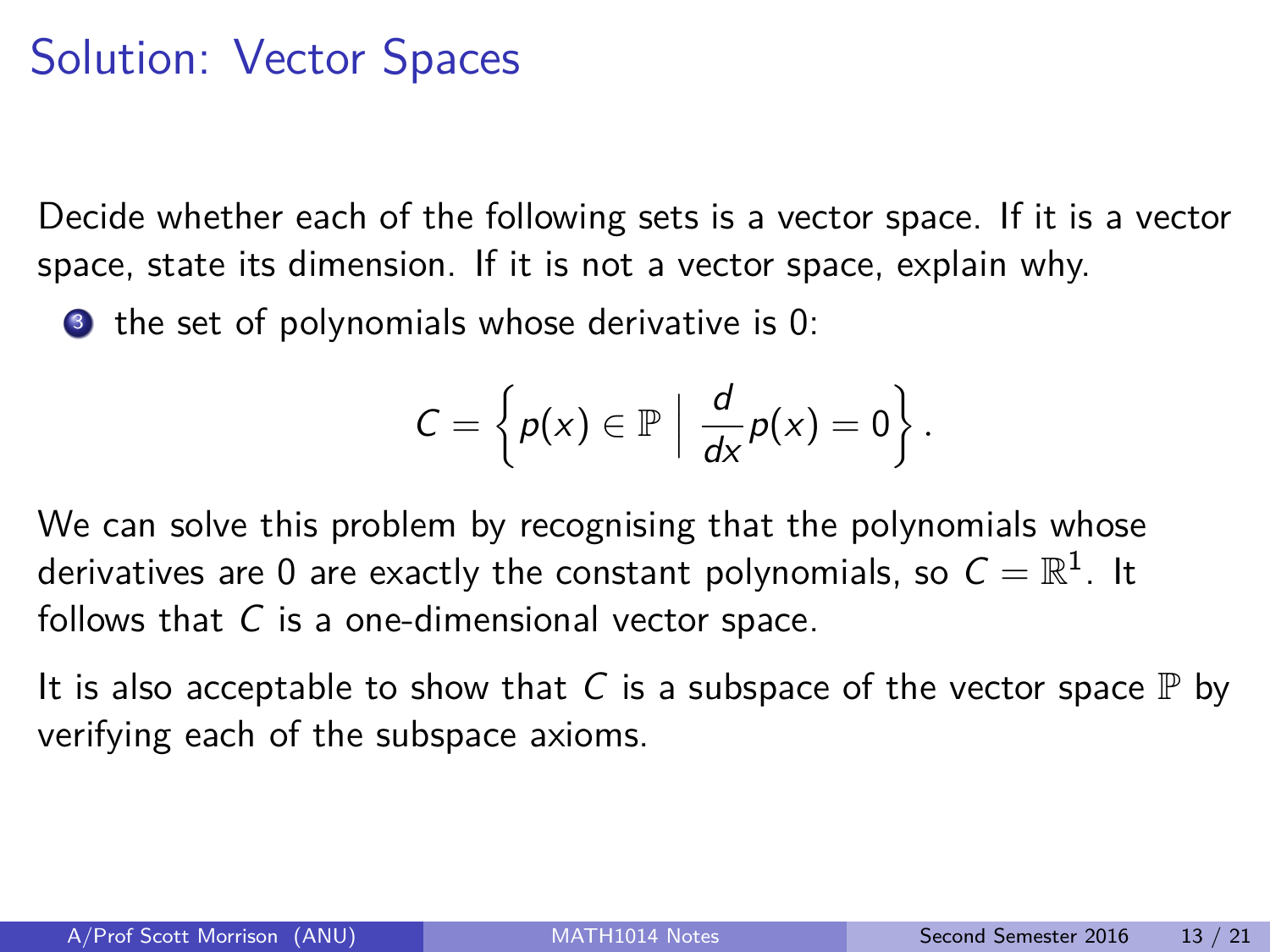# Solution: Vector Spaces

Decide whether each of the following sets is a vector space. If it is a vector space, state its dimension. If it is not a vector space, explain why.

3. the set of polynomials whose derivative is 0:

$$C = \left\{ p(x) \in \mathbb{P} \;\middle|\; \frac{d}{dx} p(x) = 0 \right\}.$$

We can solve this problem by recognising that the polynomials whose derivatives are 0 are exactly the constant polynomials, so $C = \mathbb{R}^1$. It follows that $C$ is a one-dimensional vector space.

It is also acceptable to show that $C$ is a subspace of the vector space $\mathbb{P}$ by verifying each of the subspace axioms.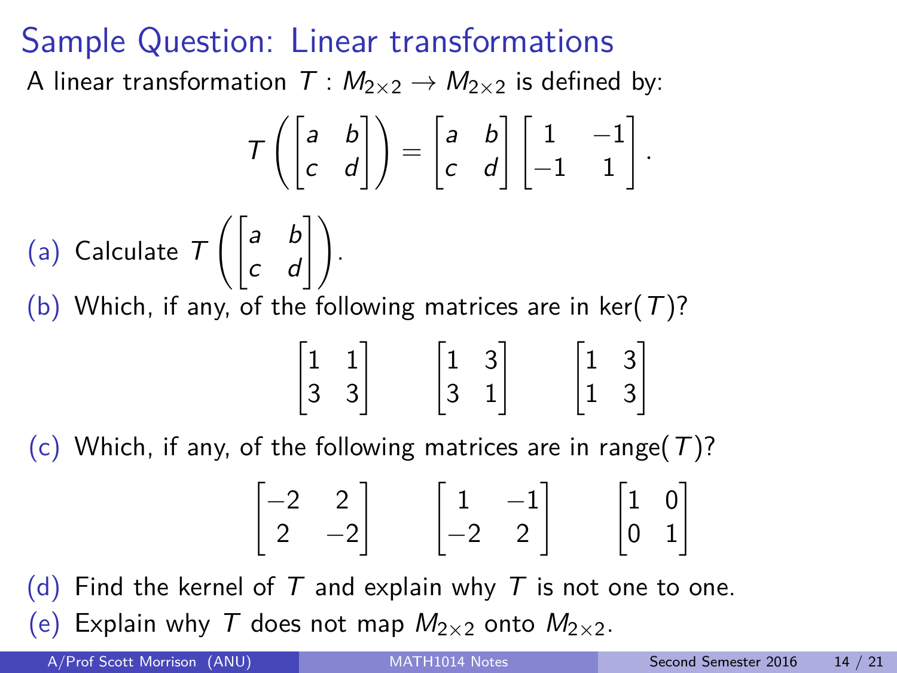# Sample Question: Linear transformations

A linear transformation $T : M_{2\times 2} \to M_{2\times 2}$ is defined by:

$$T\left(\begin{bmatrix} a & b \\ c & d \end{bmatrix}\right) = \begin{bmatrix} a & b \\ c & d \end{bmatrix}\begin{bmatrix} 1 & -1 \\ -1 & 1 \end{bmatrix}.$$

(a) Calculate $T\left(\begin{bmatrix} a & b \\ c & d \end{bmatrix}\right)$.

(b) Which, if any, of the following matrices are in $\ker(T)$?

$$\begin{bmatrix} 1 & 1 \\ 3 & 3 \end{bmatrix} \qquad \begin{bmatrix} 1 & 3 \\ 3 & 1 \end{bmatrix} \qquad \begin{bmatrix} 1 & 3 \\ 1 & 3 \end{bmatrix}$$

(c) Which, if any, of the following matrices are in $\text{range}(T)$?

$$\begin{bmatrix} -2 & 2 \\ 2 & -2 \end{bmatrix} \qquad \begin{bmatrix} 1 & -1 \\ -2 & 2 \end{bmatrix} \qquad \begin{bmatrix} 1 & 0 \\ 0 & 1 \end{bmatrix}$$

(d) Find the kernel of $T$ and explain why $T$ is not one to one.

(e) Explain why $T$ does not map $M_{2\times 2}$ onto $M_{2\times 2}$.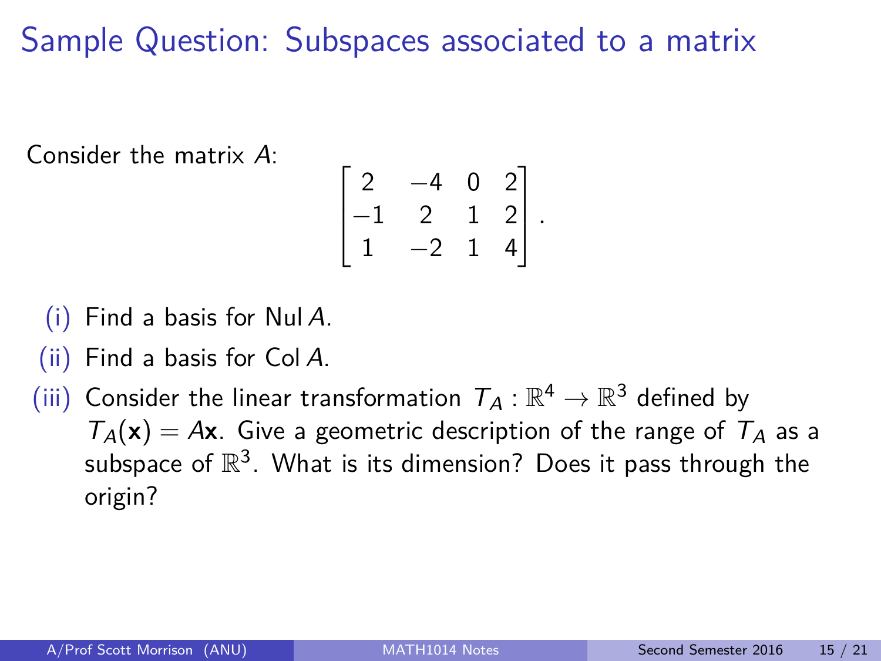# Sample Question: Subspaces associated to a matrix

Consider the matrix $A$:

$$\begin{bmatrix} 2 & -4 & 0 & 2 \\ -1 & 2 & 1 & 2 \\ 1 & -2 & 1 & 4 \end{bmatrix}.$$

(i) Find a basis for $\operatorname{Nul} A$.

(ii) Find a basis for $\operatorname{Col} A$.

(iii) Consider the linear transformation $T_A : \mathbb{R}^4 \to \mathbb{R}^3$ defined by $T_A(\mathbf{x}) = A\mathbf{x}$. Give a geometric description of the range of $T_A$ as a subspace of $\mathbb{R}^3$. What is its dimension? Does it pass through the origin?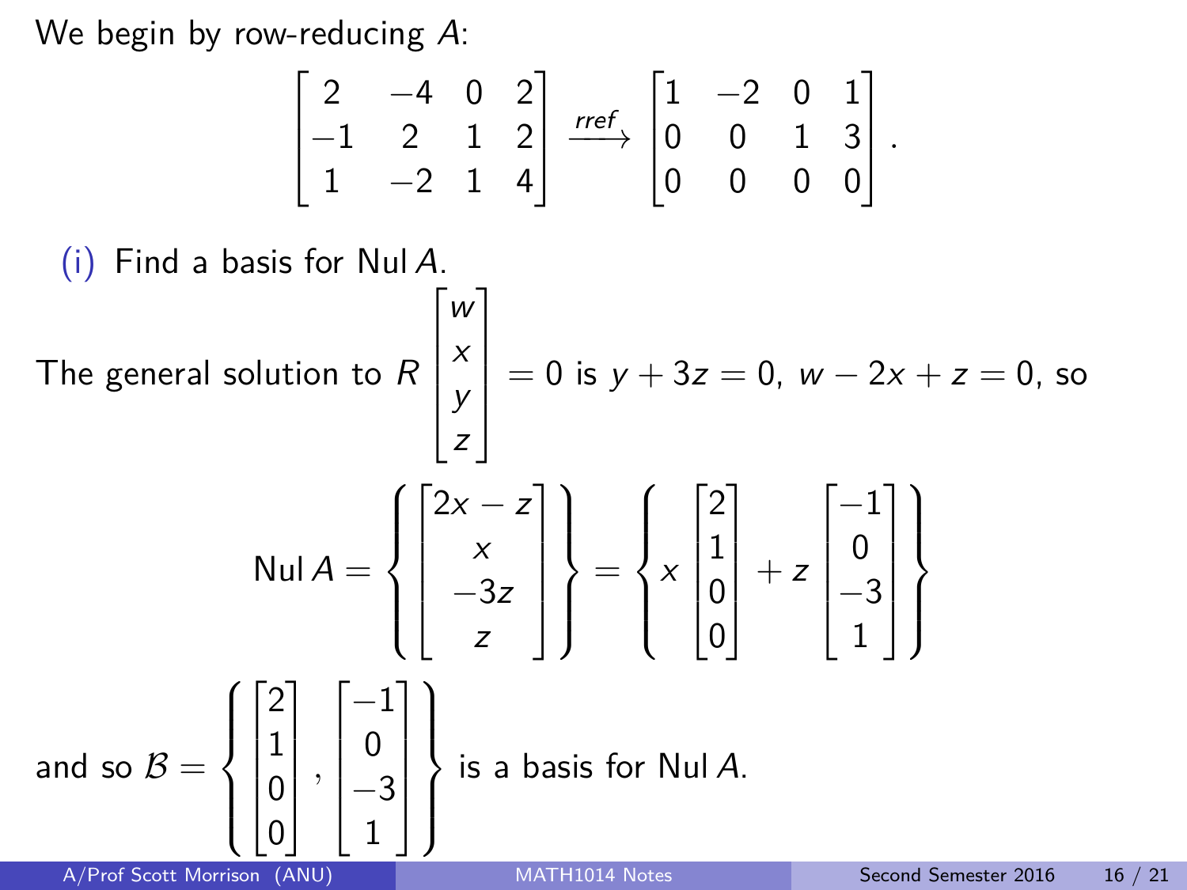We begin by row-reducing $A$:

$$\begin{bmatrix} 2 & -4 & 0 & 2 \\ -1 & 2 & 1 & 2 \\ 1 & -2 & 1 & 4 \end{bmatrix} \xrightarrow{rref} \begin{bmatrix} 1 & -2 & 0 & 1 \\ 0 & 0 & 1 & 3 \\ 0 & 0 & 0 & 0 \end{bmatrix}.$$

(i) Find a basis for $\operatorname{Nul} A$.

The general solution to $R \begin{bmatrix} w \\ x \\ y \\ z \end{bmatrix} = 0$ is $y + 3z = 0$, $w - 2x + z = 0$, so

$$\operatorname{Nul} A = \left\{ \begin{bmatrix} 2x - z \\ x \\ -3z \\ z \end{bmatrix} \right\} = \left\{ x \begin{bmatrix} 2 \\ 1 \\ 0 \\ 0 \end{bmatrix} + z \begin{bmatrix} -1 \\ 0 \\ -3 \\ 1 \end{bmatrix} \right\}$$

and so $\mathcal{B} = \left\{ \begin{bmatrix} 2 \\ 1 \\ 0 \\ 0 \end{bmatrix}, \begin{bmatrix} -1 \\ 0 \\ -3 \\ 1 \end{bmatrix} \right\}$ is a basis for $\operatorname{Nul} A$.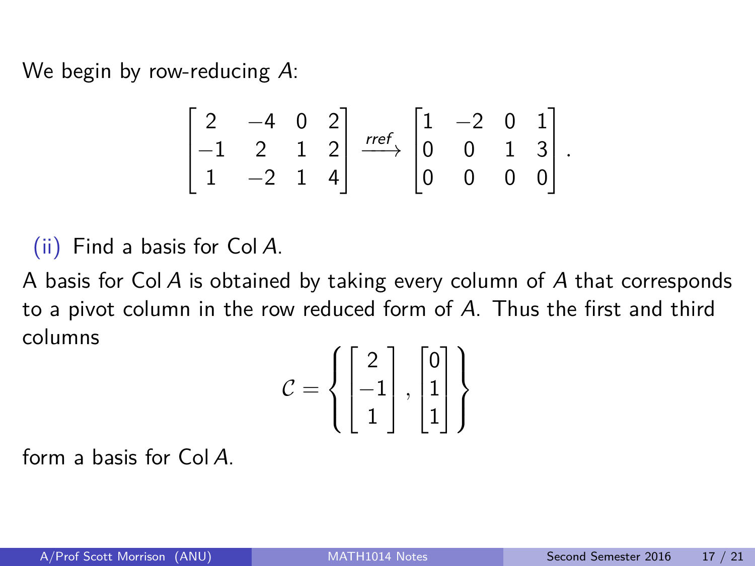We begin by row-reducing $A$:

$$\begin{bmatrix} 2 & -4 & 0 & 2 \\ -1 & 2 & 1 & 2 \\ 1 & -2 & 1 & 4 \end{bmatrix} \xrightarrow{rref} \begin{bmatrix} 1 & -2 & 0 & 1 \\ 0 & 0 & 1 & 3 \\ 0 & 0 & 0 & 0 \end{bmatrix}.$$

(ii) Find a basis for $\operatorname{Col} A$.

A basis for $\operatorname{Col} A$ is obtained by taking every column of $A$ that corresponds to a pivot column in the row reduced form of $A$. Thus the first and third columns

$$\mathcal{C} = \left\{ \begin{bmatrix} 2 \\ -1 \\ 1 \end{bmatrix}, \begin{bmatrix} 0 \\ 1 \\ 1 \end{bmatrix} \right\}$$

form a basis for $\operatorname{Col} A$.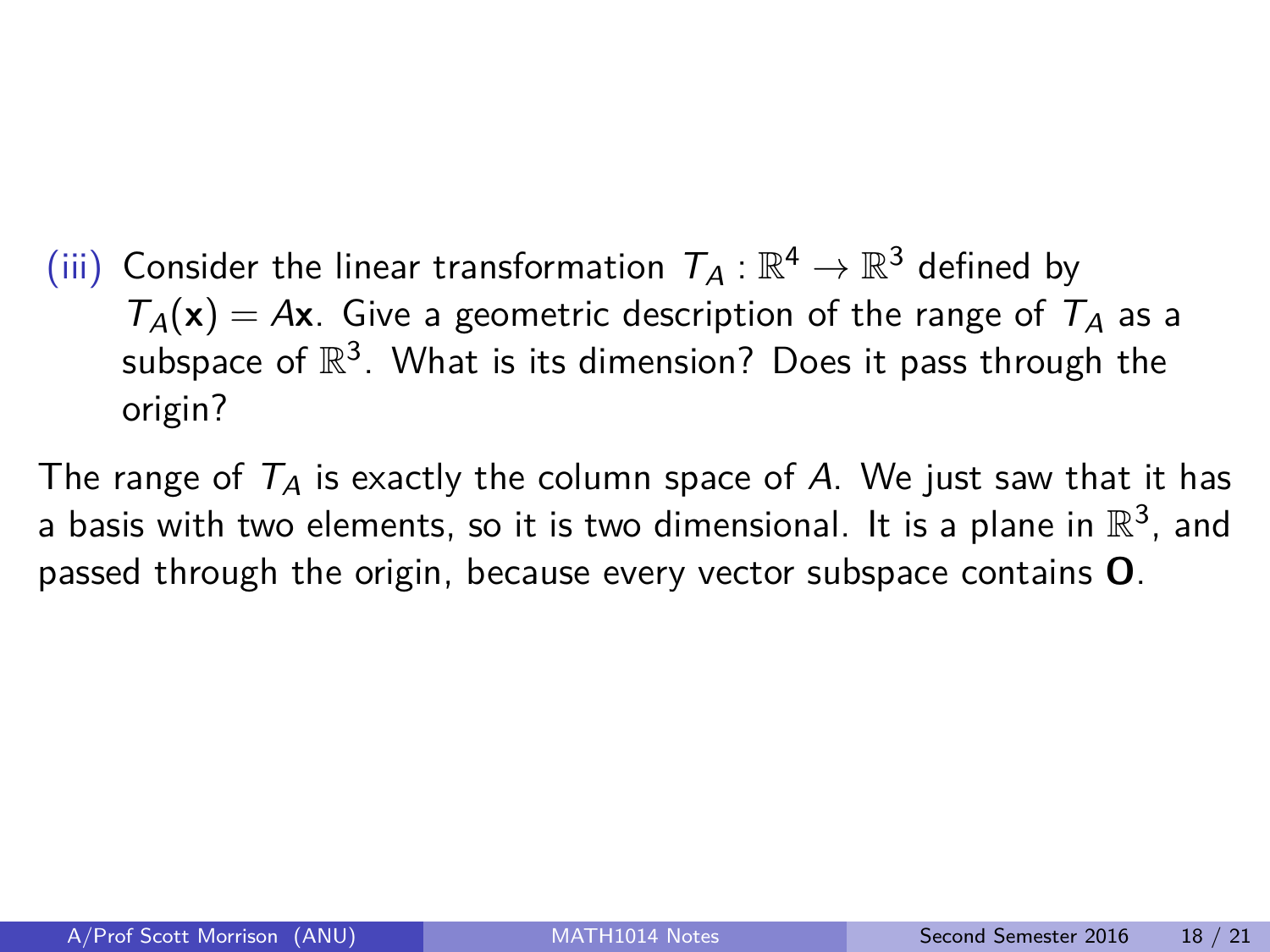(iii) Consider the linear transformation $T_A : \mathbb{R}^4 \to \mathbb{R}^3$ defined by $T_A(\mathbf{x}) = A\mathbf{x}$. Give a geometric description of the range of $T_A$ as a subspace of $\mathbb{R}^3$. What is its dimension? Does it pass through the origin?

The range of $T_A$ is exactly the column space of $A$. We just saw that it has a basis with two elements, so it is two dimensional. It is a plane in $\mathbb{R}^3$, and passed through the origin, because every vector subspace contains $\mathbf{O}$.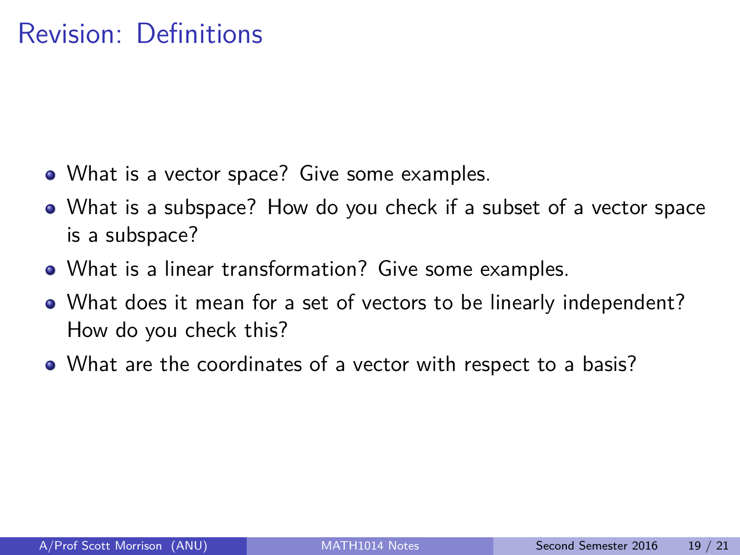# Revision: Definitions

- What is a vector space? Give some examples.
- What is a subspace? How do you check if a subset of a vector space is a subspace?
- What is a linear transformation? Give some examples.
- What does it mean for a set of vectors to be linearly independent? How do you check this?
- What are the coordinates of a vector with respect to a basis?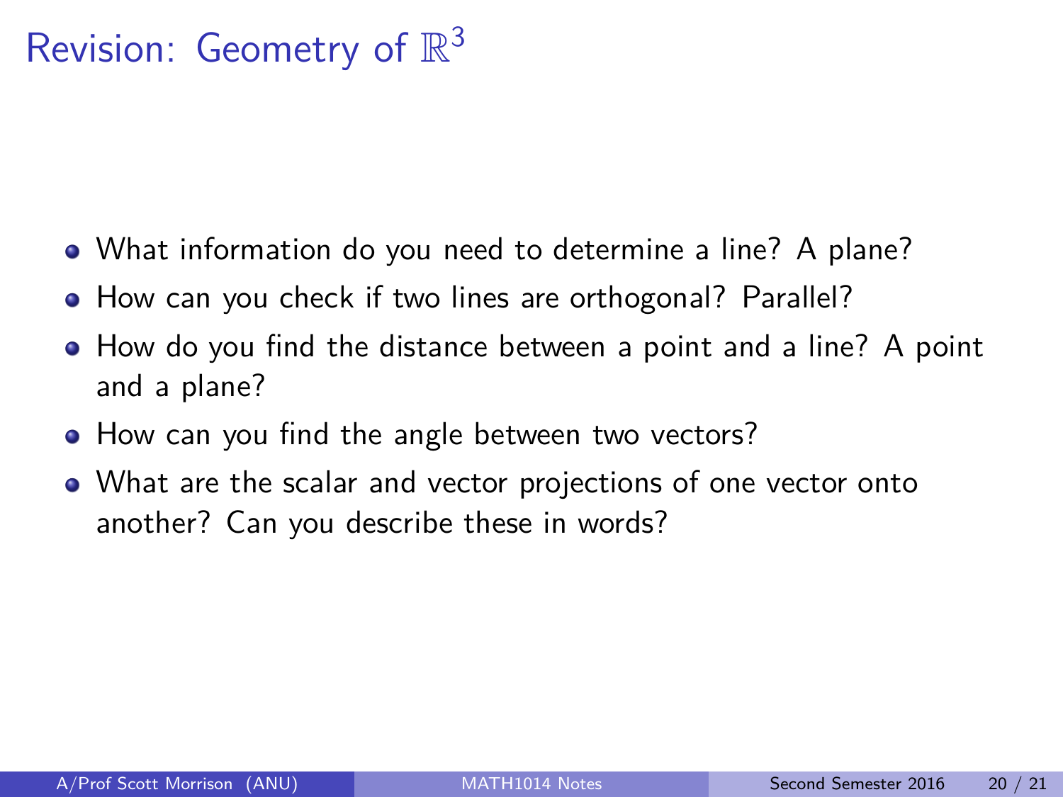# Revision: Geometry of $\mathbb{R}^3$

- What information do you need to determine a line? A plane?
- How can you check if two lines are orthogonal? Parallel?
- How do you find the distance between a point and a line? A point and a plane?
- How can you find the angle between two vectors?
- What are the scalar and vector projections of one vector onto another? Can you describe these in words?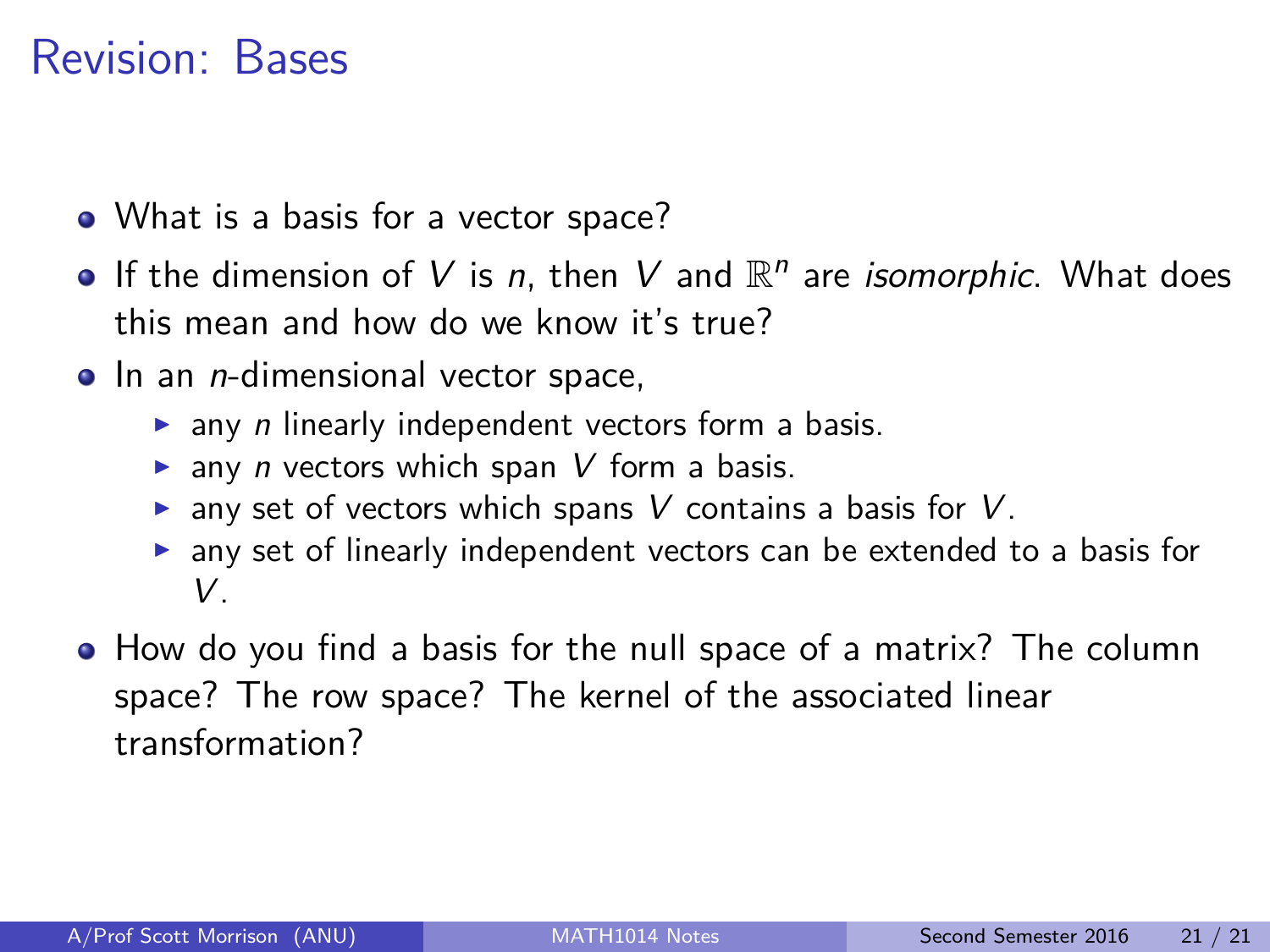# Revision: Bases

- What is a basis for a vector space?
- If the dimension of $V$ is $n$, then $V$ and $\mathbb{R}^n$ are *isomorphic*. What does this mean and how do we know it's true?
- In an $n$-dimensional vector space,
  - any $n$ linearly independent vectors form a basis.
  - any $n$ vectors which span $V$ form a basis.
  - any set of vectors which spans $V$ contains a basis for $V$.
  - any set of linearly independent vectors can be extended to a basis for $V$.
- How do you find a basis for the null space of a matrix? The column space? The row space? The kernel of the associated linear transformation?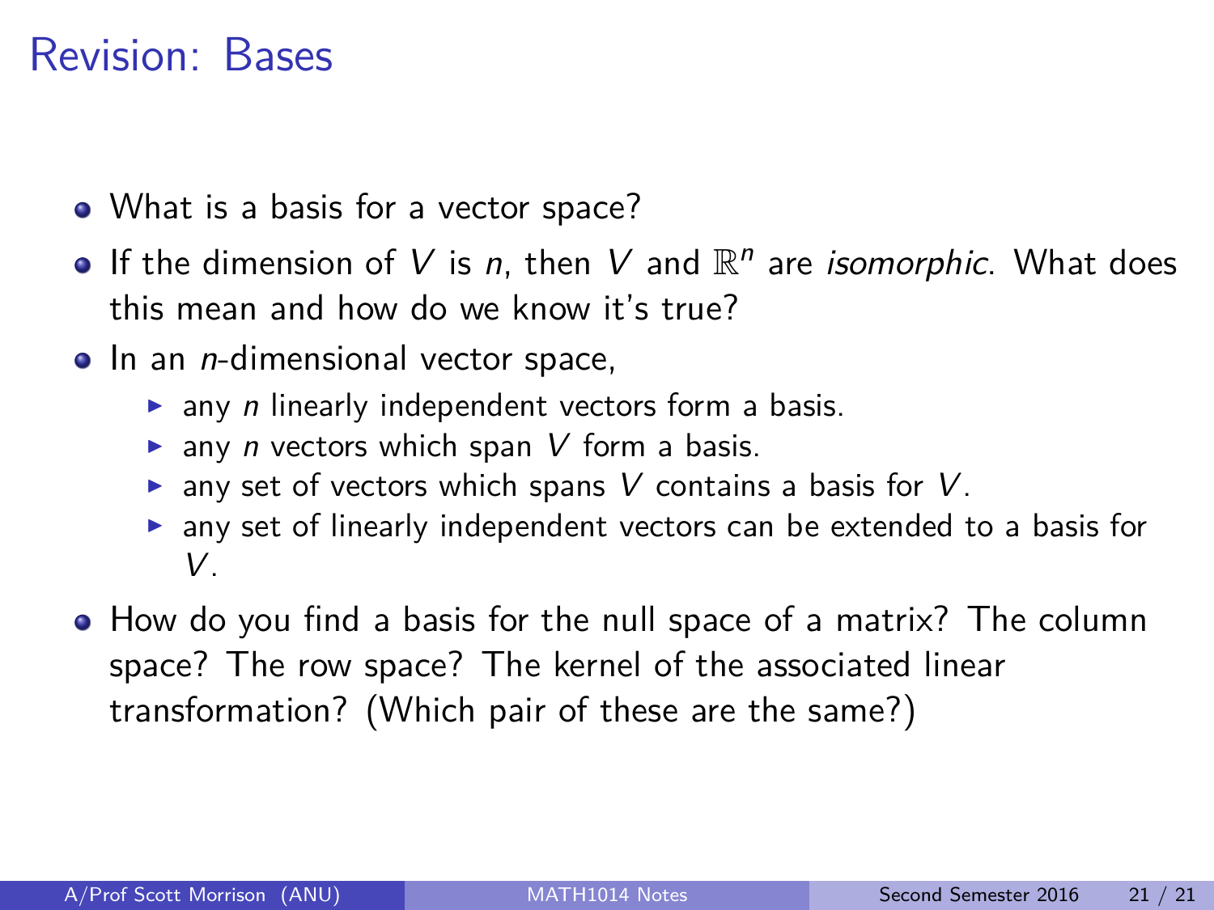# Revision: Bases

- What is a basis for a vector space?
- If the dimension of $V$ is $n$, then $V$ and $\mathbb{R}^n$ are *isomorphic*. What does this mean and how do we know it's true?
- In an $n$-dimensional vector space,
  - any $n$ linearly independent vectors form a basis.
  - any $n$ vectors which span $V$ form a basis.
  - any set of vectors which spans $V$ contains a basis for $V$.
  - any set of linearly independent vectors can be extended to a basis for $V$.
- How do you find a basis for the null space of a matrix? The column space? The row space? The kernel of the associated linear transformation? (Which pair of these are the same?)